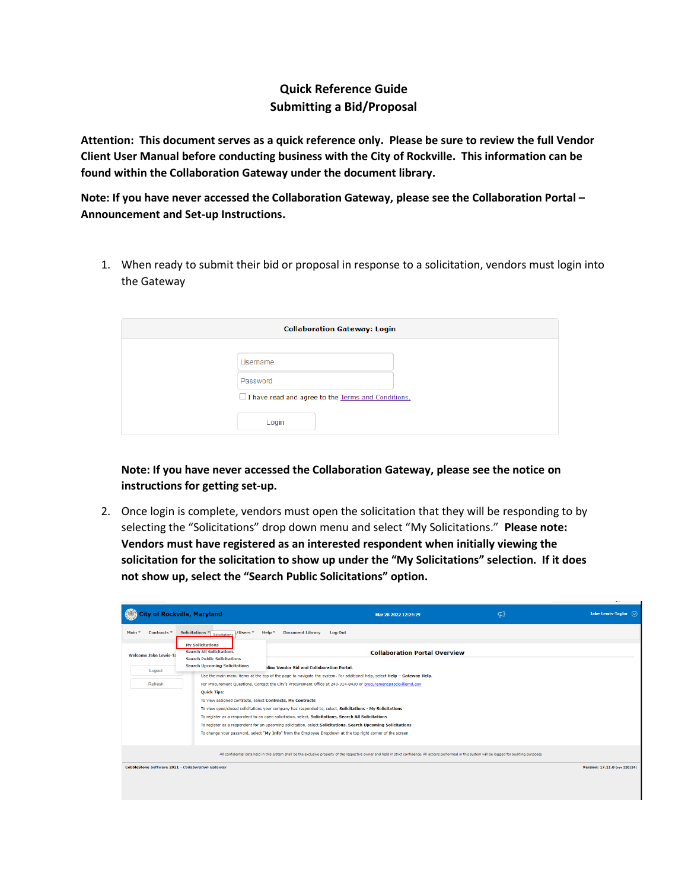# Quick Reference Guide
## Submitting a Bid/Proposal

**Attention: This document serves as a quick reference only. Please be sure to review the full Vendor Client User Manual before conducting business with the City of Rockville. This information can be found within the Collaboration Gateway under the document library.**

**Note: If you have never accessed the Collaboration Gateway, please see the Collaboration Portal – Announcement and Set-up Instructions.**

1. When ready to submit their bid or proposal in response to a solicitation, vendors must login into the Gateway

   **Note: If you have never accessed the Collaboration Gateway, please see the notice on instructions for getting set-up.**

2. Once login is complete, vendors must open the solicitation that they will be responding to by selecting the "Solicitations" drop down menu and select "My Solicitations." **Please note: Vendors must have registered as an interested respondent when initially viewing the solicitation for the solicitation to show up under the "My Solicitations" selection. If it does not show up, select the "Search Public Solicitations" option.**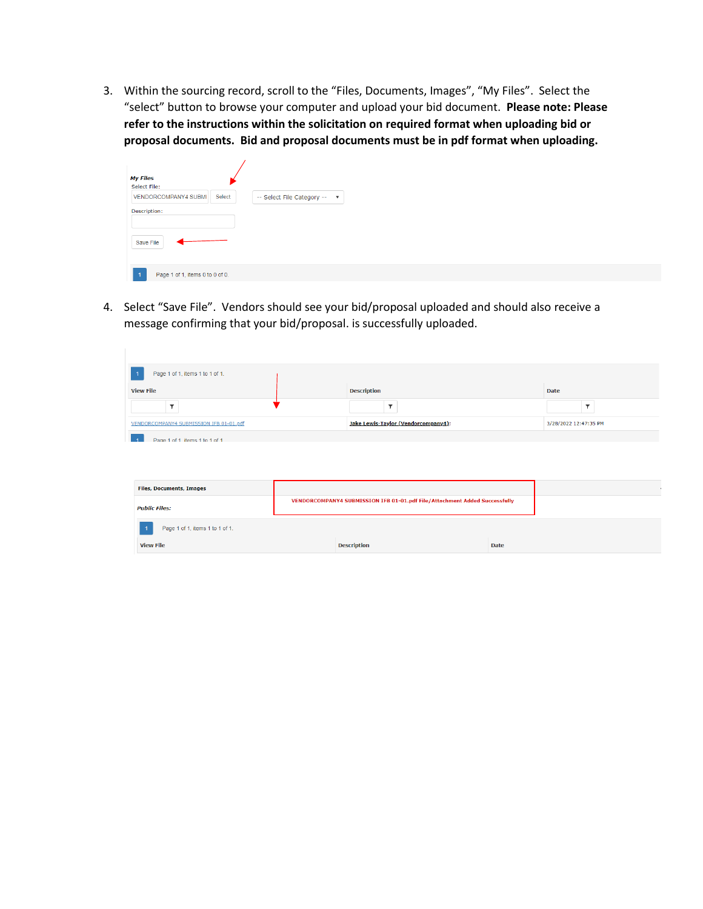3. Within the sourcing record, scroll to the "Files, Documents, Images", "My Files". Select the "select" button to browse your computer and upload your bid document. **Please note: Please refer to the instructions within the solicitation on required format when uploading bid or proposal documents. Bid and proposal documents must be in pdf format when uploading.**

*My Files*
Select File:
VENDORCOMPANY4 SUBMI Select -- Select File Category --
Description:
Save File
1 Page 1 of 1, items 0 to 0 of 0.

4. Select "Save File". Vendors should see your bid/proposal uploaded and should also receive a message confirming that your bid/proposal. is successfully uploaded.

1 Page 1 of 1, items 1 to 1 of 1.

| View File | Description | Date |
| --- | --- | --- |
| VENDORCOMPANY4 SUBMISSION IFB 01-01.pdf | Jake Lewis-Taylor (Vendorcompany4): | 3/28/2022 12:47:35 PM |

1 Page 1 of 1, items 1 to 1 of 1.

Files, Documents, Images

VENDORCOMPANY4 SUBMISSION IFB 01-01.pdf File/Attachment Added Successfully

*Public Files:*

1 Page 1 of 1, items 1 to 1 of 1.

| View File | Description | Date |
| --- | --- | --- |